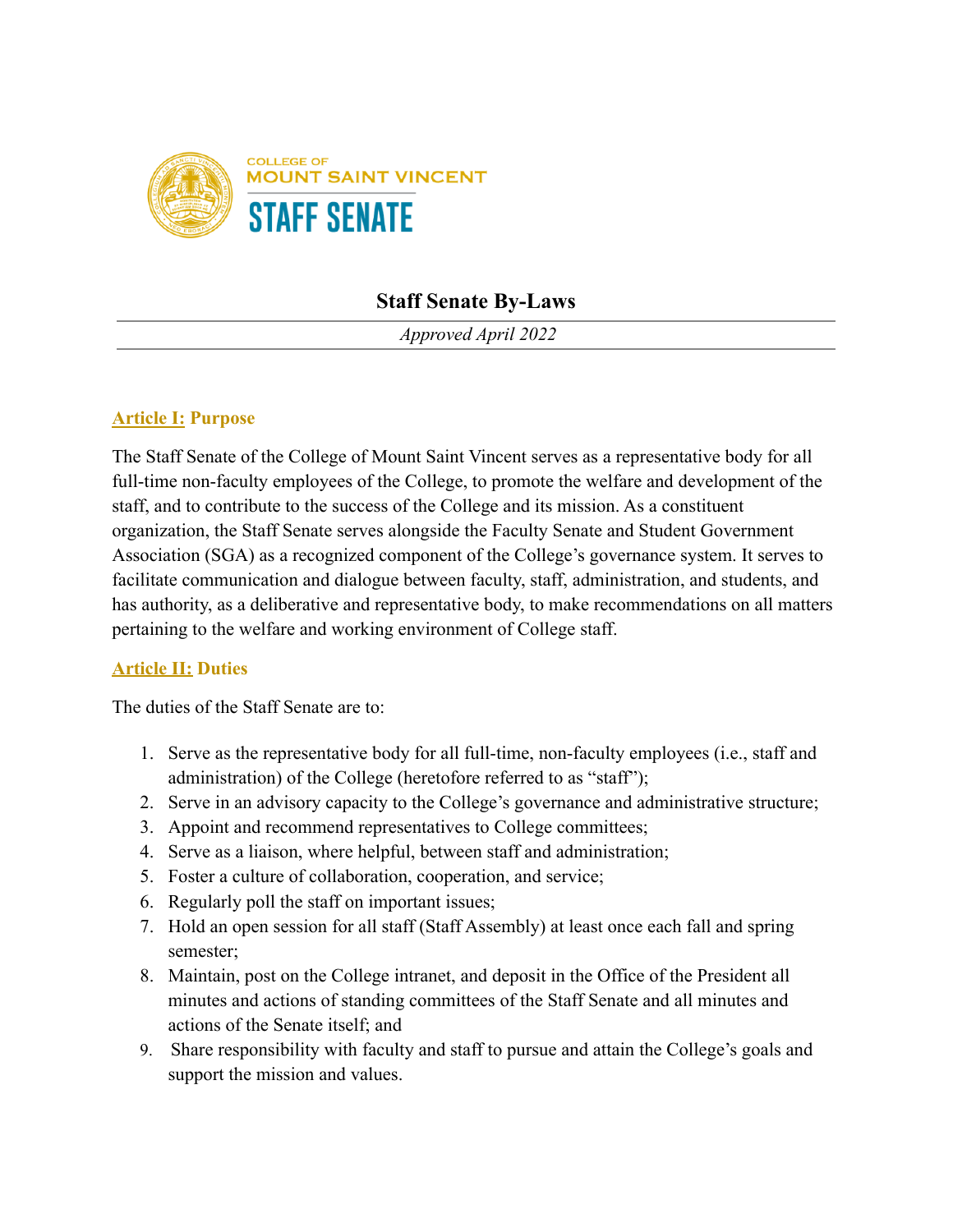COLLEGE OF
MOUNT SAINT VINCENT
STAFF SENATE

# Staff Senate By-Laws

*Approved April 2022*

## Article I: Purpose

The Staff Senate of the College of Mount Saint Vincent serves as a representative body for all full-time non-faculty employees of the College, to promote the welfare and development of the staff, and to contribute to the success of the College and its mission. As a constituent organization, the Staff Senate serves alongside the Faculty Senate and Student Government Association (SGA) as a recognized component of the College's governance system. It serves to facilitate communication and dialogue between faculty, staff, administration, and students, and has authority, as a deliberative and representative body, to make recommendations on all matters pertaining to the welfare and working environment of College staff.

## Article II: Duties

The duties of the Staff Senate are to:

1. Serve as the representative body for all full-time, non-faculty employees (i.e., staff and administration) of the College (heretofore referred to as "staff");
2. Serve in an advisory capacity to the College's governance and administrative structure;
3. Appoint and recommend representatives to College committees;
4. Serve as a liaison, where helpful, between staff and administration;
5. Foster a culture of collaboration, cooperation, and service;
6. Regularly poll the staff on important issues;
7. Hold an open session for all staff (Staff Assembly) at least once each fall and spring semester;
8. Maintain, post on the College intranet, and deposit in the Office of the President all minutes and actions of standing committees of the Staff Senate and all minutes and actions of the Senate itself; and
9. Share responsibility with faculty and staff to pursue and attain the College's goals and support the mission and values.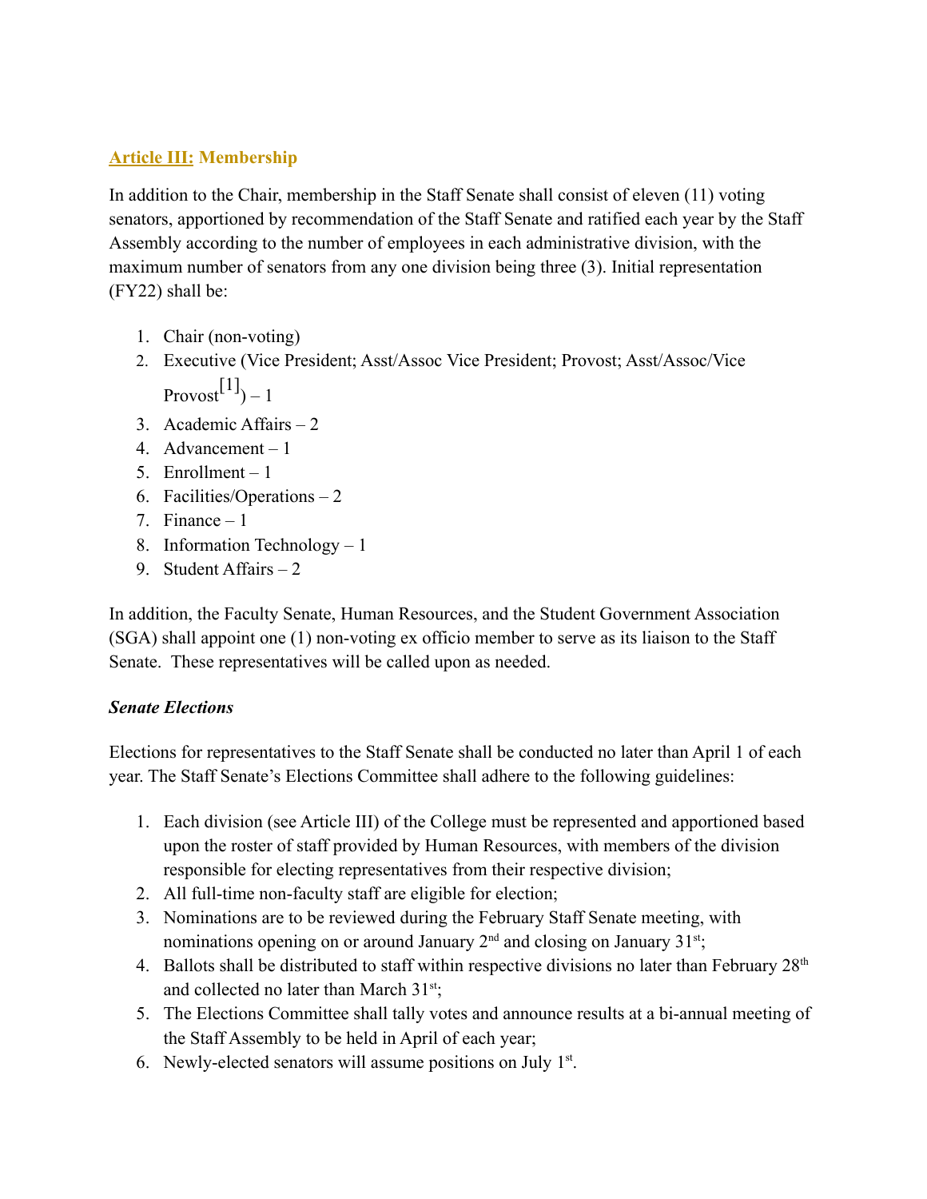## Article III: Membership

In addition to the Chair, membership in the Staff Senate shall consist of eleven (11) voting senators, apportioned by recommendation of the Staff Senate and ratified each year by the Staff Assembly according to the number of employees in each administrative division, with the maximum number of senators from any one division being three (3). Initial representation (FY22) shall be:

1. Chair (non-voting)
2. Executive (Vice President; Asst/Assoc Vice President; Provost; Asst/Assoc/Vice Provost[1]) – 1
3. Academic Affairs – 2
4. Advancement – 1
5. Enrollment – 1
6. Facilities/Operations – 2
7. Finance – 1
8. Information Technology – 1
9. Student Affairs – 2

In addition, the Faculty Senate, Human Resources, and the Student Government Association (SGA) shall appoint one (1) non-voting ex officio member to serve as its liaison to the Staff Senate. These representatives will be called upon as needed.

***Senate Elections***

Elections for representatives to the Staff Senate shall be conducted no later than April 1 of each year. The Staff Senate's Elections Committee shall adhere to the following guidelines:

1. Each division (see Article III) of the College must be represented and apportioned based upon the roster of staff provided by Human Resources, with members of the division responsible for electing representatives from their respective division;
2. All full-time non-faculty staff are eligible for election;
3. Nominations are to be reviewed during the February Staff Senate meeting, with nominations opening on or around January 2nd and closing on January 31st;
4. Ballots shall be distributed to staff within respective divisions no later than February 28th and collected no later than March 31st;
5. The Elections Committee shall tally votes and announce results at a bi-annual meeting of the Staff Assembly to be held in April of each year;
6. Newly-elected senators will assume positions on July 1st.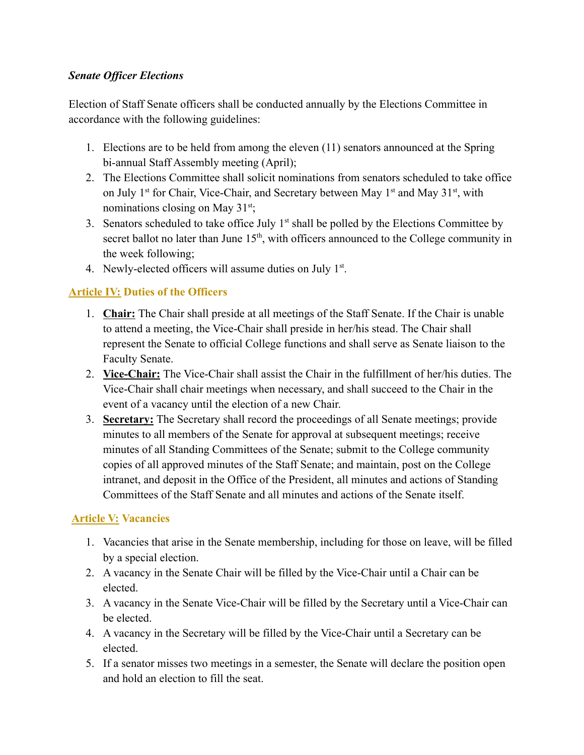***Senate Officer Elections***

Election of Staff Senate officers shall be conducted annually by the Elections Committee in accordance with the following guidelines:

1. Elections are to be held from among the eleven (11) senators announced at the Spring bi-annual Staff Assembly meeting (April);
2. The Elections Committee shall solicit nominations from senators scheduled to take office on July 1st for Chair, Vice-Chair, and Secretary between May 1st and May 31st, with nominations closing on May 31st;
3. Senators scheduled to take office July 1st shall be polled by the Elections Committee by secret ballot no later than June 15th, with officers announced to the College community in the week following;
4. Newly-elected officers will assume duties on July 1st.

## Article IV: Duties of the Officers

1. **Chair:** The Chair shall preside at all meetings of the Staff Senate. If the Chair is unable to attend a meeting, the Vice-Chair shall preside in her/his stead. The Chair shall represent the Senate to official College functions and shall serve as Senate liaison to the Faculty Senate.
2. **Vice-Chair:** The Vice-Chair shall assist the Chair in the fulfillment of her/his duties. The Vice-Chair shall chair meetings when necessary, and shall succeed to the Chair in the event of a vacancy until the election of a new Chair.
3. **Secretary:** The Secretary shall record the proceedings of all Senate meetings; provide minutes to all members of the Senate for approval at subsequent meetings; receive minutes of all Standing Committees of the Senate; submit to the College community copies of all approved minutes of the Staff Senate; and maintain, post on the College intranet, and deposit in the Office of the President, all minutes and actions of Standing Committees of the Staff Senate and all minutes and actions of the Senate itself.

## Article V: Vacancies

1. Vacancies that arise in the Senate membership, including for those on leave, will be filled by a special election.
2. A vacancy in the Senate Chair will be filled by the Vice-Chair until a Chair can be elected.
3. A vacancy in the Senate Vice-Chair will be filled by the Secretary until a Vice-Chair can be elected.
4. A vacancy in the Secretary will be filled by the Vice-Chair until a Secretary can be elected.
5. If a senator misses two meetings in a semester, the Senate will declare the position open and hold an election to fill the seat.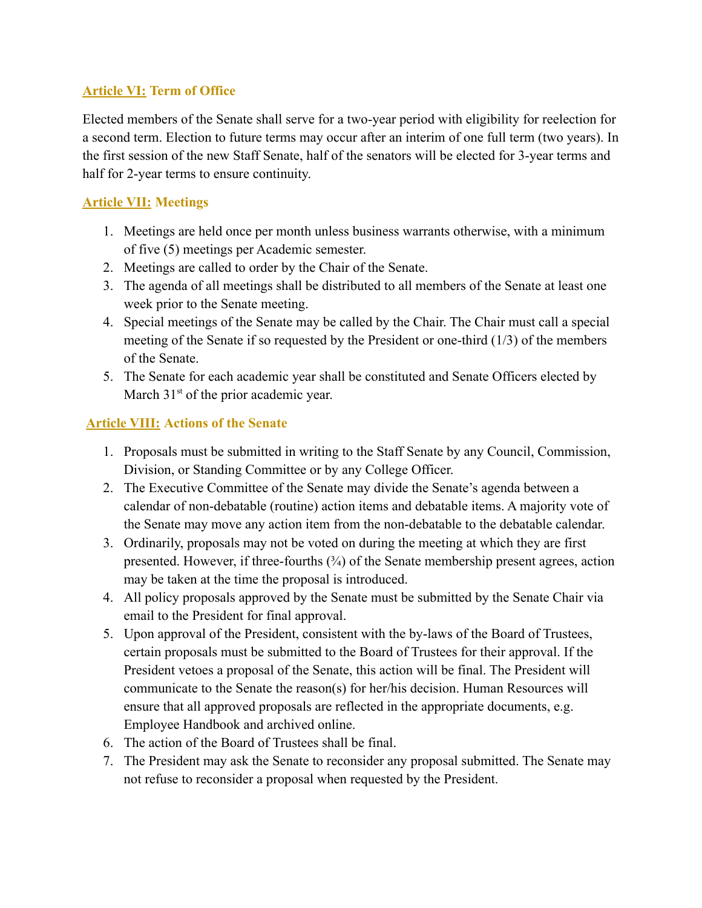## Article VI: Term of Office

Elected members of the Senate shall serve for a two-year period with eligibility for reelection for a second term. Election to future terms may occur after an interim of one full term (two years). In the first session of the new Staff Senate, half of the senators will be elected for 3-year terms and half for 2-year terms to ensure continuity.

## Article VII: Meetings

1. Meetings are held once per month unless business warrants otherwise, with a minimum of five (5) meetings per Academic semester.
2. Meetings are called to order by the Chair of the Senate.
3. The agenda of all meetings shall be distributed to all members of the Senate at least one week prior to the Senate meeting.
4. Special meetings of the Senate may be called by the Chair. The Chair must call a special meeting of the Senate if so requested by the President or one-third (1/3) of the members of the Senate.
5. The Senate for each academic year shall be constituted and Senate Officers elected by March 31st of the prior academic year.

## Article VIII: Actions of the Senate

1. Proposals must be submitted in writing to the Staff Senate by any Council, Commission, Division, or Standing Committee or by any College Officer.
2. The Executive Committee of the Senate may divide the Senate's agenda between a calendar of non-debatable (routine) action items and debatable items. A majority vote of the Senate may move any action item from the non-debatable to the debatable calendar.
3. Ordinarily, proposals may not be voted on during the meeting at which they are first presented. However, if three-fourths (¾) of the Senate membership present agrees, action may be taken at the time the proposal is introduced.
4. All policy proposals approved by the Senate must be submitted by the Senate Chair via email to the President for final approval.
5. Upon approval of the President, consistent with the by-laws of the Board of Trustees, certain proposals must be submitted to the Board of Trustees for their approval. If the President vetoes a proposal of the Senate, this action will be final. The President will communicate to the Senate the reason(s) for her/his decision. Human Resources will ensure that all approved proposals are reflected in the appropriate documents, e.g. Employee Handbook and archived online.
6. The action of the Board of Trustees shall be final.
7. The President may ask the Senate to reconsider any proposal submitted. The Senate may not refuse to reconsider a proposal when requested by the President.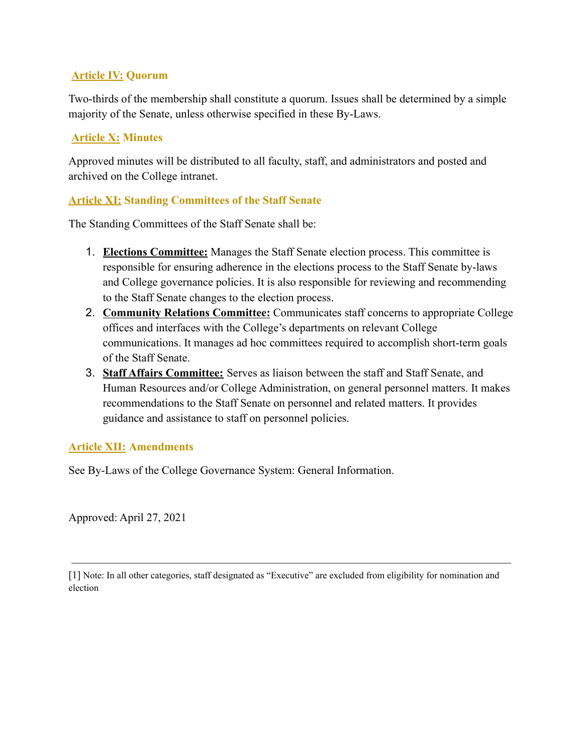### **Article IV: Quorum**

Two-thirds of the membership shall constitute a quorum. Issues shall be determined by a simple majority of the Senate, unless otherwise specified in these By-Laws.

### **Article X: Minutes**

Approved minutes will be distributed to all faculty, staff, and administrators and posted and archived on the College intranet.

### **Article XI: Standing Committees of the Staff Senate**

The Standing Committees of the Staff Senate shall be:

1. **Elections Committee:** Manages the Staff Senate election process. This committee is responsible for ensuring adherence in the elections process to the Staff Senate by-laws and College governance policies. It is also responsible for reviewing and recommending to the Staff Senate changes to the election process.
2. **Community Relations Committee:** Communicates staff concerns to appropriate College offices and interfaces with the College's departments on relevant College communications. It manages ad hoc committees required to accomplish short-term goals of the Staff Senate.
3. **Staff Affairs Committee:** Serves as liaison between the staff and Staff Senate, and Human Resources and/or College Administration, on general personnel matters. It makes recommendations to the Staff Senate on personnel and related matters. It provides guidance and assistance to staff on personnel policies.

### **Article XII: Amendments**

See By-Laws of the College Governance System: General Information.

Approved: April 27, 2021

---

[1] Note: In all other categories, staff designated as "Executive" are excluded from eligibility for nomination and election